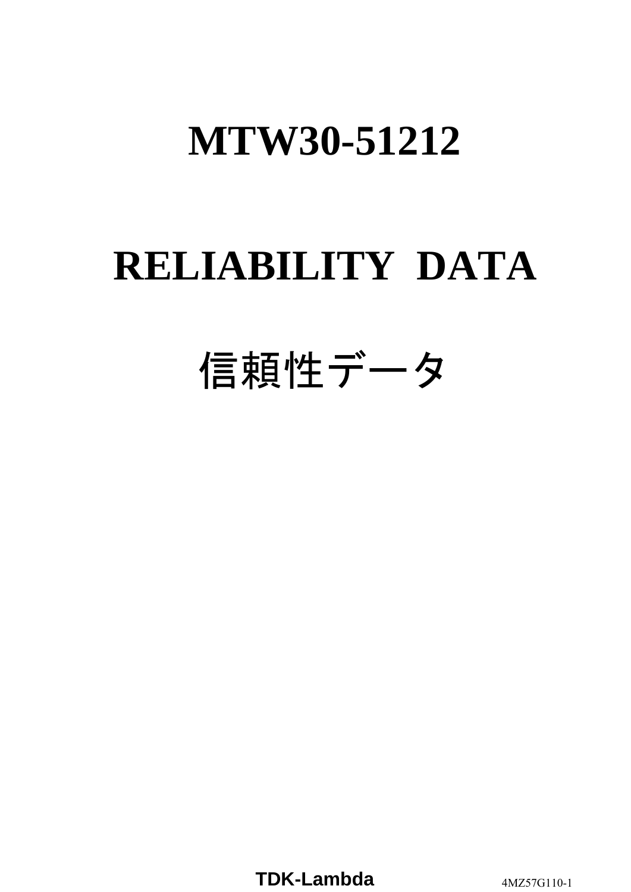# MTW30-51212

# RELIABILITY DATA

# 信頼性データ

TDK-Lambda

4MZ57G110-1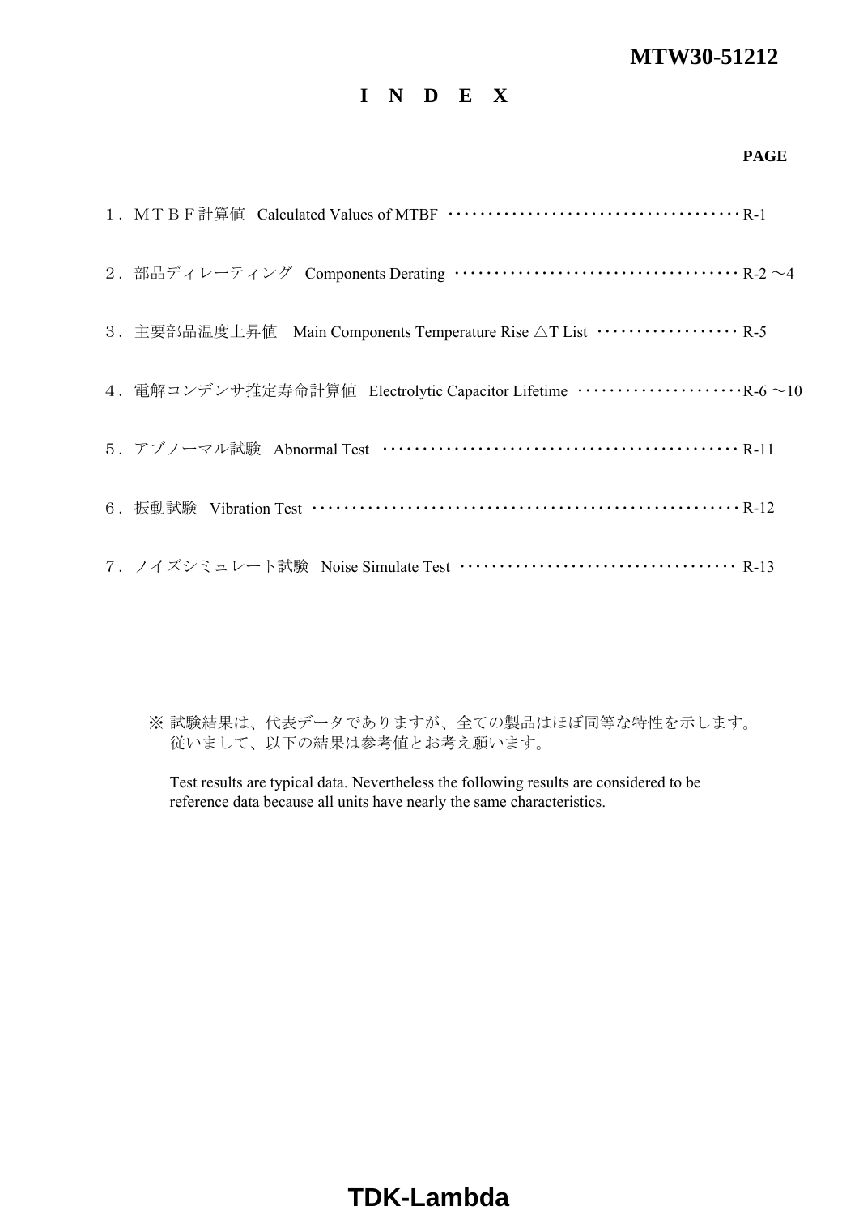MTW30-51212

# I N D E X

**PAGE**

１．ＭＴＢＦ計算値　Calculated Values of MTBF ・・・・・・・・・・・・・・・・・・・・・・・・・・・・・・・・・・・・ R-1

２．部品ディレーティング　Components Derating ・・・・・・・・・・・・・・・・・・・・・・・・・・・・・・・・・・・ R-2 ～4

３．主要部品温度上昇値　Main Components Temperature Rise △T List ・・・・・・・・・・・・・・・・・・ R-5

４．電解コンデンサ推定寿命計算値　Electrolytic Capacitor Lifetime ・・・・・・・・・・・・・・・・・・・・・R-6 ～10

５．アブノーマル試験　Abnormal Test ・・・・・・・・・・・・・・・・・・・・・・・・・・・・・・・・・・・・・・・・・・・・ R-11

６．振動試験　Vibration Test ・・・・・・・・・・・・・・・・・・・・・・・・・・・・・・・・・・・・・・・・・・・・・・・・・・・ R-12

７．ノイズシミュレート試験　Noise Simulate Test ・・・・・・・・・・・・・・・・・・・・・・・・・・・・・・・・・・ R-13

※ 試験結果は、代表データでありますが、全ての製品はほぼ同等な特性を示します。
従いまして、以下の結果は参考値とお考え願います。

Test results are typical data. Nevertheless the following results are considered to be reference data because all units have nearly the same characteristics.

TDK-Lambda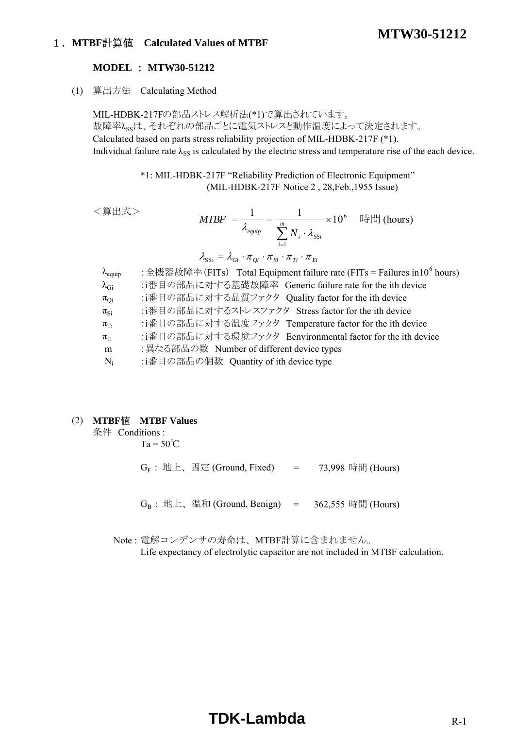## １．MTBF計算値　Calculated Values of MTBF

**MODEL ： MTW30-51212**

(1) 算出方法　Calculating Method

MIL-HDBK-217Fの部品ストレス解析法(*1)で算出されています。
故障率$\lambda_{SS}$は、それぞれの部品ごとに電気ストレスと動作温度によって決定されます。
Calculated based on parts stress reliability projection of MIL-HDBK-217F (*1).
Individual failure rate $\lambda_{SS}$ is calculated by the electric stress and temperature rise of the each device.

*1: MIL-HDBK-217F "Reliability Prediction of Electronic Equipment"
(MIL-HDBK-217F Notice 2 , 28,Feb.,1955 Issue)

＜算出式＞

$$MTBF = \frac{1}{\lambda_{equip}} = \frac{1}{\sum_{i=1}^{m} N_i \cdot \lambda_{SSi}} \times 10^6 \quad \text{時間 (hours)}$$

$$\lambda_{SSi} = \lambda_{Gi} \cdot \pi_{Qi} \cdot \pi_{Si} \cdot \pi_{Ti} \cdot \pi_{Ei}$$

- $\lambda_{equip}$ : 全機器故障率（FITs） Total Equipment failure rate (FITs = Failures in$10^6$ hours)
- $\lambda_{Gi}$ : i番目の部品に対する基礎故障率　Generic failure rate for the ith device
- $\pi_{Qi}$ : i番目の部品に対する品質ファクタ　Quality factor for the ith device
- $\pi_{Si}$ : i番目の部品に対するストレスファクタ　Stress factor for the ith device
- $\pi_{Ti}$ : i番目の部品に対する温度ファクタ　Temperature factor for the ith device
- $\pi_{E}$ : i番目の部品に対する環境ファクタ　Eenvironmental factor for the ith device
- m : 異なる部品の数　Number of different device types
- $N_i$ : i番目の部品の個数　Quantity of ith device type

(2) **MTBF値　MTBF Values**

条件　Conditions :

Ta = 50℃

$G_F$ : 地上、固定 (Ground, Fixed) ＝ 73,998 時間 (Hours)

$G_B$ : 地上、温和 (Ground, Benign) ＝ 362,555 時間 (Hours)

Note : 電解コンデンサの寿命は、MTBF計算に含まれません。
Life expectancy of electrolytic capacitor are not included in MTBF calculation.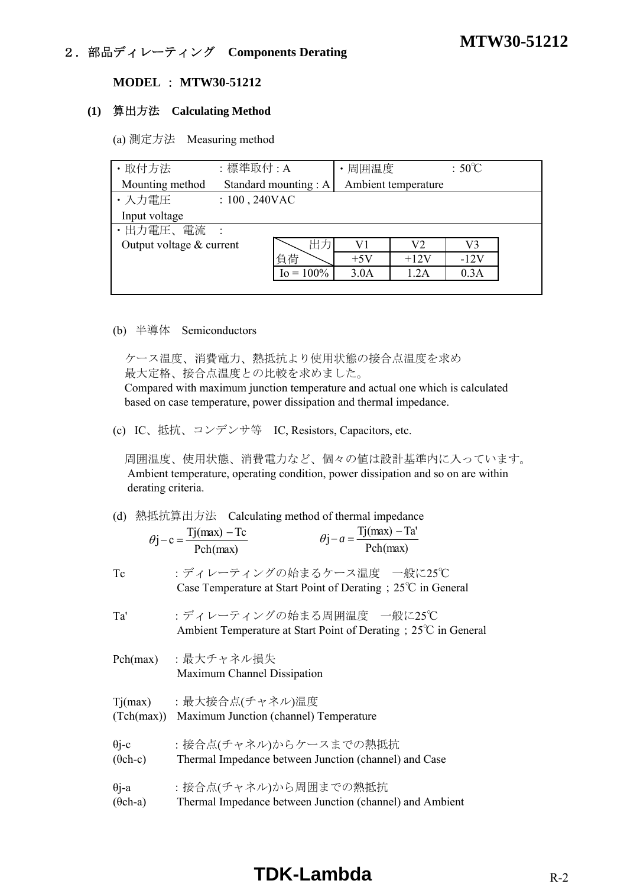## ２．部品ディレーティング　Components Derating

**MODEL ： MTW30-51212**

### (1) 算出方法　Calculating Method

(a) 測定方法　Measuring method

| | |
|---|---|
| ・取付方法　　：標準取付 : A<br>Mounting method　Standard mounting : A | ・周囲温度　　：50℃<br>Ambient temperature |
| ・入力電圧　　：100 , 240VAC<br>Input voltage | |
| ・出力電圧、電流　：<br>Output voltage & current | |

| 出力 / 負荷 | V1 | V2 | V3 |
|---|---|---|---|
| | +5V | +12V | -12V |
| Io = 100% | 3.0A | 1.2A | 0.3A |

(b) 半導体　Semiconductors

ケース温度、消費電力、熱抵抗より使用状態の接合点温度を求め
最大定格、接合点温度との比較を求めました。
Compared with maximum junction temperature and actual one which is calculated based on case temperature, power dissipation and thermal impedance.

(c) IC、抵抗、コンデンサ等　IC, Resistors, Capacitors, etc.

周囲温度、使用状態、消費電力など、個々の値は設計基準内に入っています。
Ambient temperature, operating condition, power dissipation and so on are within derating criteria.

(d) 熱抵抗算出方法　Calculating method of thermal impedance

$$\theta j-c = \frac{Tj(max) - Tc}{Pch(max)} \qquad \theta j-a = \frac{Tj(max) - Ta'}{Pch(max)}$$

Tc　　：ディレーティングの始まるケース温度　一般に25℃
Case Temperature at Start Point of Derating；25℃ in General

Ta'　　：ディレーティングの始まる周囲温度　一般に25℃
Ambient Temperature at Start Point of Derating；25℃ in General

Pch(max)　：最大チャネル損失
Maximum Channel Dissipation

Tj(max)　：最大接合点(チャネル)温度
(Tch(max))　Maximum Junction (channel) Temperature

θj-c　　：接合点(チャネル)からケースまでの熱抵抗
(θch-c)　Thermal Impedance between Junction (channel) and Case

θj-a　　：接合点(チャネル)から周囲までの熱抵抗
(θch-a)　Thermal Impedance between Junction (channel) and Ambient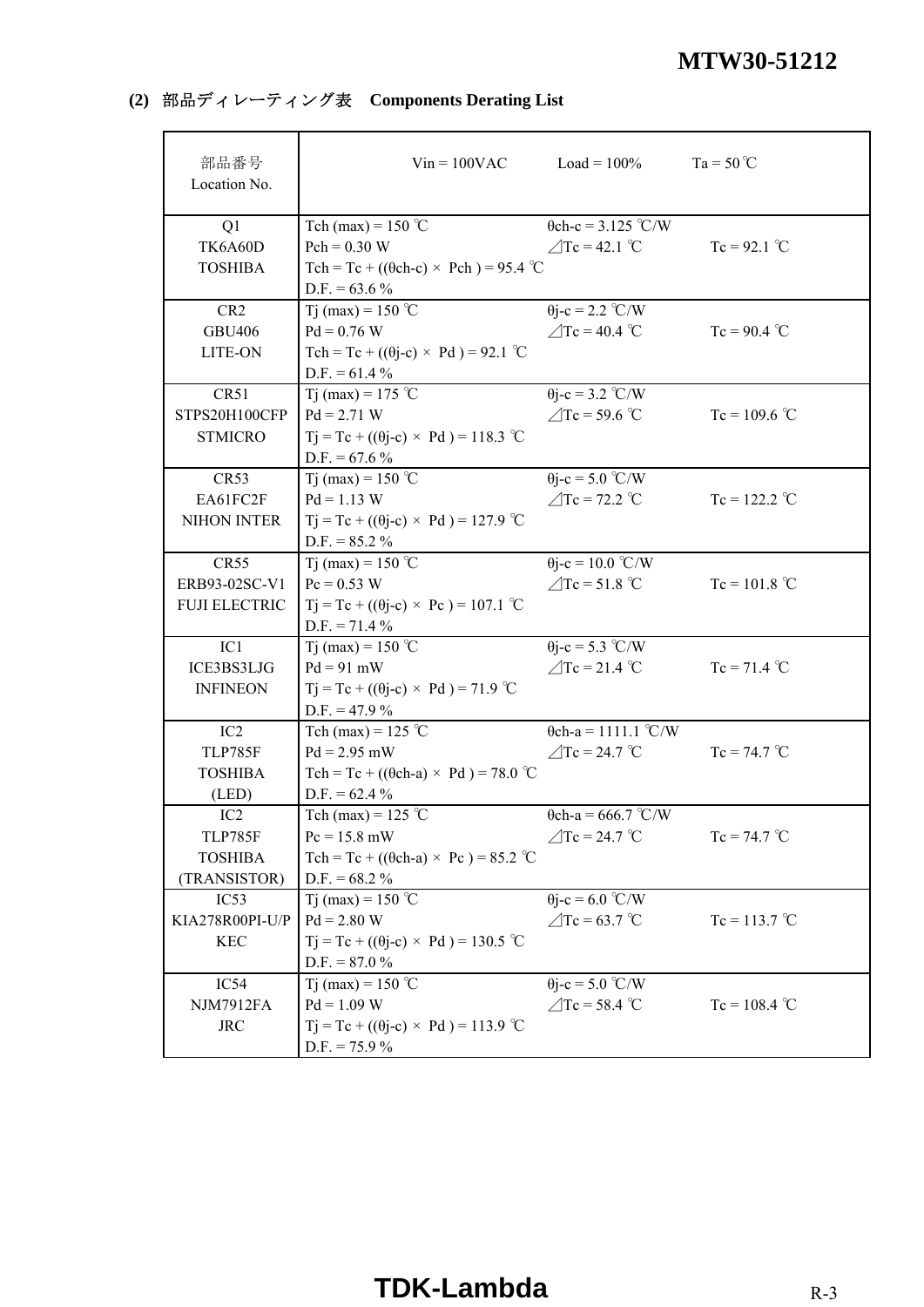### (2) 部品ディレーティング表　Components Derating List

| 部品番号<br>Location No. | Vin = 100VAC　　Load = 100%　　Ta = 50℃ | | |
|---|---|---|---|
| Q1<br>TK6A60D<br>TOSHIBA | Tch (max) = 150 ℃<br>Pch = 0.30 W<br>Tch = Tc + ((θch-c) × Pch ) = 95.4 ℃<br>D.F. = 63.6 % | θch-c = 3.125 ℃/W<br>⊿Tc = 42.1 ℃ | <br>Tc = 92.1 ℃ |
| CR2<br>GBU406<br>LITE-ON | Tj (max) = 150 ℃<br>Pd = 0.76 W<br>Tch = Tc + ((θj-c) × Pd ) = 92.1 ℃<br>D.F. = 61.4 % | θj-c = 2.2 ℃/W<br>⊿Tc = 40.4 ℃ | <br>Tc = 90.4 ℃ |
| CR51<br>STPS20H100CFP<br>STMICRO | Tj (max) = 175 ℃<br>Pd = 2.71 W<br>Tj = Tc + ((θj-c) × Pd ) = 118.3 ℃<br>D.F. = 67.6 % | θj-c = 3.2 ℃/W<br>⊿Tc = 59.6 ℃ | <br>Tc = 109.6 ℃ |
| CR53<br>EA61FC2F<br>NIHON INTER | Tj (max) = 150 ℃<br>Pd = 1.13 W<br>Tj = Tc + ((θj-c) × Pd ) = 127.9 ℃<br>D.F. = 85.2 % | θj-c = 5.0 ℃/W<br>⊿Tc = 72.2 ℃ | <br>Tc = 122.2 ℃ |
| CR55<br>ERB93-02SC-V1<br>FUJI ELECTRIC | Tj (max) = 150 ℃<br>Pc = 0.53 W<br>Tj = Tc + ((θj-c) × Pc ) = 107.1 ℃<br>D.F. = 71.4 % | θj-c = 10.0 ℃/W<br>⊿Tc = 51.8 ℃ | <br>Tc = 101.8 ℃ |
| IC1<br>ICE3BS3LJG<br>INFINEON | Tj (max) = 150 ℃<br>Pd = 91 mW<br>Tj = Tc + ((θj-c) × Pd ) = 71.9 ℃<br>D.F. = 47.9 % | θj-c = 5.3 ℃/W<br>⊿Tc = 21.4 ℃ | <br>Tc = 71.4 ℃ |
| IC2<br>TLP785F<br>TOSHIBA<br>(LED) | Tch (max) = 125 ℃<br>Pd = 2.95 mW<br>Tch = Tc + ((θch-a) × Pd ) = 78.0 ℃<br>D.F. = 62.4 % | θch-a = 1111.1 ℃/W<br>⊿Tc = 24.7 ℃ | <br>Tc = 74.7 ℃ |
| IC2<br>TLP785F<br>TOSHIBA<br>(TRANSISTOR) | Tch (max) = 125 ℃<br>Pc = 15.8 mW<br>Tch = Tc + ((θch-a) × Pc ) = 85.2 ℃<br>D.F. = 68.2 % | θch-a = 666.7 ℃/W<br>⊿Tc = 24.7 ℃ | <br>Tc = 74.7 ℃ |
| IC53<br>KIA278R00PI-U/P<br>KEC | Tj (max) = 150 ℃<br>Pd = 2.80 W<br>Tj = Tc + ((θj-c) × Pd ) = 130.5 ℃<br>D.F. = 87.0 % | θj-c = 6.0 ℃/W<br>⊿Tc = 63.7 ℃ | <br>Tc = 113.7 ℃ |
| IC54<br>NJM7912FA<br>JRC | Tj (max) = 150 ℃<br>Pd = 1.09 W<br>Tj = Tc + ((θj-c) × Pd ) = 113.9 ℃<br>D.F. = 75.9 % | θj-c = 5.0 ℃/W<br>⊿Tc = 58.4 ℃ | <br>Tc = 108.4 ℃ |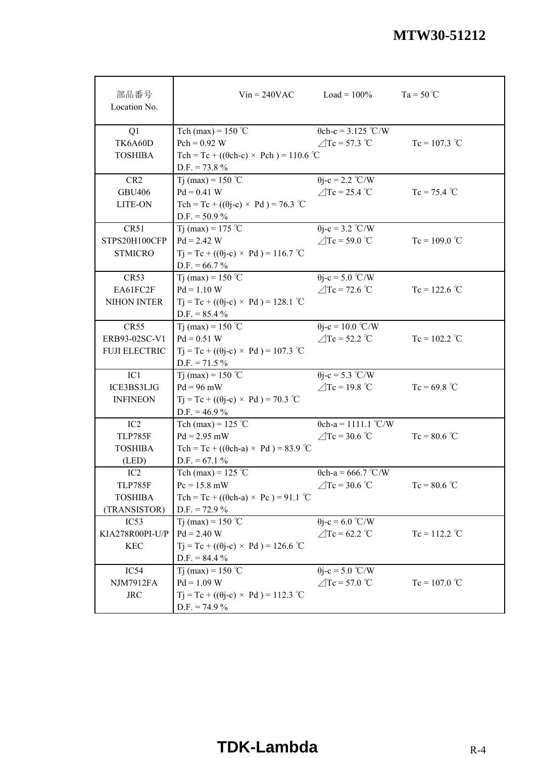| 部品番号<br>Location No. | Vin = 240VAC　　Load = 100%　　Ta = 50℃ | | |
|---|---|---|---|
| Q1<br>TK6A60D<br>TOSHIBA | Tch (max) = 150 ℃<br>Pch = 0.92 W<br>Tch = Tc + ((θch-c) × Pch ) = 110.6 ℃<br>D.F. = 73.8 % | θch-c = 3.125 ℃/W<br>⊿Tc = 57.3 ℃ | Tc = 107.3 ℃ |
| CR2<br>GBU406<br>LITE-ON | Tj (max) = 150 ℃<br>Pd = 0.41 W<br>Tch = Tc + ((θj-c) × Pd ) = 76.3 ℃<br>D.F. = 50.9 % | θj-c = 2.2 ℃/W<br>⊿Tc = 25.4 ℃ | Tc = 75.4 ℃ |
| CR51<br>STPS20H100CFP<br>STMICRO | Tj (max) = 175 ℃<br>Pd = 2.42 W<br>Tj = Tc + ((θj-c) × Pd ) = 116.7 ℃<br>D.F. = 66.7 % | θj-c = 3.2 ℃/W<br>⊿Tc = 59.0 ℃ | Tc = 109.0 ℃ |
| CR53<br>EA61FC2F<br>NIHON INTER | Tj (max) = 150 ℃<br>Pd = 1.10 W<br>Tj = Tc + ((θj-c) × Pd ) = 128.1 ℃<br>D.F. = 85.4 % | θj-c = 5.0 ℃/W<br>⊿Tc = 72.6 ℃ | Tc = 122.6 ℃ |
| CR55<br>ERB93-02SC-V1<br>FUJI ELECTRIC | Tj (max) = 150 ℃<br>Pd = 0.51 W<br>Tj = Tc + ((θj-c) × Pd ) = 107.3 ℃<br>D.F. = 71.5 % | θj-c = 10.0 ℃/W<br>⊿Tc = 52.2 ℃ | Tc = 102.2 ℃ |
| IC1<br>ICE3BS3LJG<br>INFINEON | Tj (max) = 150 ℃<br>Pd = 96 mW<br>Tj = Tc + ((θj-c) × Pd ) = 70.3 ℃<br>D.F. = 46.9 % | θj-c = 5.3 ℃/W<br>⊿Tc = 19.8 ℃ | Tc = 69.8 ℃ |
| IC2<br>TLP785F<br>TOSHIBA<br>(LED) | Tch (max) = 125 ℃<br>Pd = 2.95 mW<br>Tch = Tc + ((θch-a) × Pd ) = 83.9 ℃<br>D.F. = 67.1 % | θch-a = 1111.1 ℃/W<br>⊿Tc = 30.6 ℃ | Tc = 80.6 ℃ |
| IC2<br>TLP785F<br>TOSHIBA<br>(TRANSISTOR) | Tch (max) = 125 ℃<br>Pc = 15.8 mW<br>Tch = Tc + ((θch-a) × Pc ) = 91.1 ℃<br>D.F. = 72.9 % | θch-a = 666.7 ℃/W<br>⊿Tc = 30.6 ℃ | Tc = 80.6 ℃ |
| IC53<br>KIA278R00PI-U/P<br>KEC | Tj (max) = 150 ℃<br>Pd = 2.40 W<br>Tj = Tc + ((θj-c) × Pd ) = 126.6 ℃<br>D.F. = 84.4 % | θj-c = 6.0 ℃/W<br>⊿Tc = 62.2 ℃ | Tc = 112.2 ℃ |
| IC54<br>NJM7912FA<br>JRC | Tj (max) = 150 ℃<br>Pd = 1.09 W<br>Tj = Tc + ((θj-c) × Pd ) = 112.3 ℃<br>D.F. = 74.9 % | θj-c = 5.0 ℃/W<br>⊿Tc = 57.0 ℃ | Tc = 107.0 ℃ |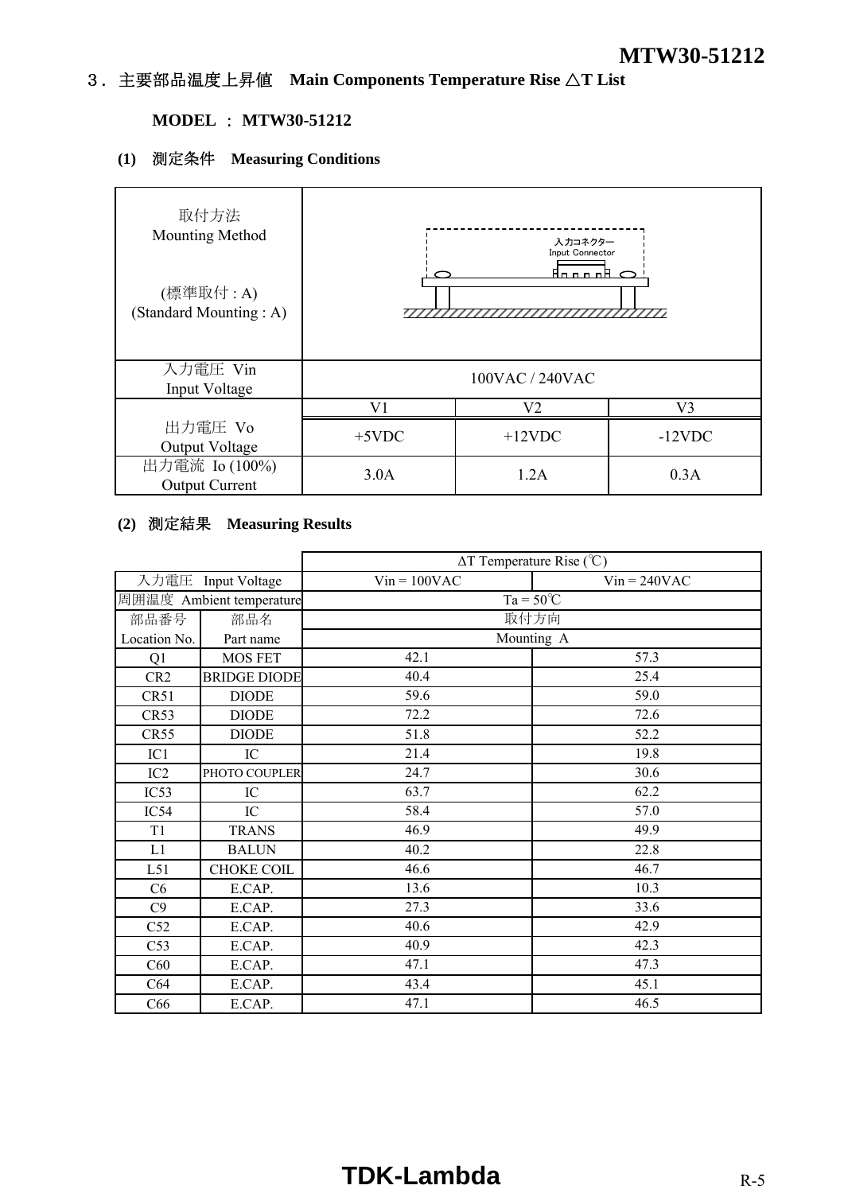## ３．主要部品温度上昇値　Main Components Temperature Rise △T List

**MODEL ： MTW30-51212**

**(1)　測定条件　Measuring Conditions**

| | | | |
|---|---|---|---|
| 取付方法<br>Mounting Method<br><br>(標準取付 : A)<br>(Standard Mounting : A) | 入力コネクター<br>Input Connector | | |
| 入力電圧 Vin<br>Input Voltage | 100VAC / 240VAC | | |
| | V1 | V2 | V3 |
| 出力電圧 Vo<br>Output Voltage | +5VDC | +12VDC | -12VDC |
| 出力電流 Io (100%)<br>Output Current | 3.0A | 1.2A | 0.3A |

**(2)　測定結果　Measuring Results**

| | | ΔT Temperature Rise (℃) | |
|---|---|---|---|
| 入力電圧 Input Voltage | | Vin = 100VAC | Vin = 240VAC |
| 周囲温度 Ambient temperature | | Ta = 50℃ | |
| 部品番号<br>Location No. | 部品名<br>Part name | 取付方向<br>Mounting A | |
| Q1 | MOS FET | 42.1 | 57.3 |
| CR2 | BRIDGE DIODE | 40.4 | 25.4 |
| CR51 | DIODE | 59.6 | 59.0 |
| CR53 | DIODE | 72.2 | 72.6 |
| CR55 | DIODE | 51.8 | 52.2 |
| IC1 | IC | 21.4 | 19.8 |
| IC2 | PHOTO COUPLER | 24.7 | 30.6 |
| IC53 | IC | 63.7 | 62.2 |
| IC54 | IC | 58.4 | 57.0 |
| T1 | TRANS | 46.9 | 49.9 |
| L1 | BALUN | 40.2 | 22.8 |
| L51 | CHOKE COIL | 46.6 | 46.7 |
| C6 | E.CAP. | 13.6 | 10.3 |
| C9 | E.CAP. | 27.3 | 33.6 |
| C52 | E.CAP. | 40.6 | 42.9 |
| C53 | E.CAP. | 40.9 | 42.3 |
| C60 | E.CAP. | 47.1 | 47.3 |
| C64 | E.CAP. | 43.4 | 45.1 |
| C66 | E.CAP. | 47.1 | 46.5 |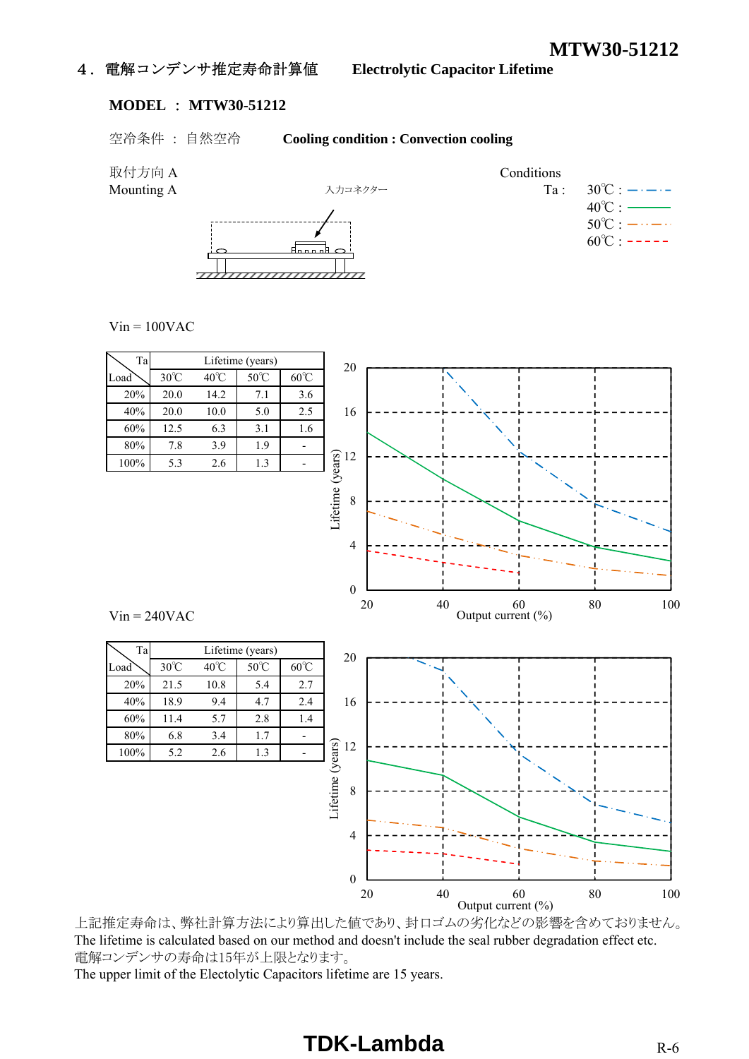# 4. 電解コンデンサ推定寿命計算値　Electrolytic Capacitor Lifetime

**MODEL ： MTW30-51212**

空冷条件 ： 自然空冷　**Cooling condition : Convection cooling**

取付方向 A
Mounting A

入力コネクター

Conditions
Ta : 30℃ : — · — · —
40℃ : ———
50℃ : — · · — · ·
60℃ : - - - - -

Vin = 100VAC

| Load \ Ta | Lifetime (years) | | | |
|---|---|---|---|---|
| | 30℃ | 40℃ | 50℃ | 60℃ |
| 20% | 20.0 | 14.2 | 7.1 | 3.6 |
| 40% | 20.0 | 10.0 | 5.0 | 2.5 |
| 60% | 12.5 | 6.3 | 3.1 | 1.6 |
| 80% | 7.8 | 3.9 | 1.9 | - |
| 100% | 5.3 | 2.6 | 1.3 | - |

Lifetime (years) vs. Output current (%)

Vin = 240VAC

| Load \ Ta | Lifetime (years) | | | |
|---|---|---|---|---|
| | 30℃ | 40℃ | 50℃ | 60℃ |
| 20% | 21.5 | 10.8 | 5.4 | 2.7 |
| 40% | 18.9 | 9.4 | 4.7 | 2.4 |
| 60% | 11.4 | 5.7 | 2.8 | 1.4 |
| 80% | 6.8 | 3.4 | 1.7 | - |
| 100% | 5.2 | 2.6 | 1.3 | - |

Lifetime (years) vs. Output current (%)

上記推定寿命は、弊社計算方法により算出した値であり、封口ゴムの劣化などの影響を含めておりません。
The lifetime is calculated based on our method and doesn't include the seal rubber degradation effect etc.
電解コンデンサの寿命は15年が上限となります。
The upper limit of the Electolytic Capacitors lifetime are 15 years.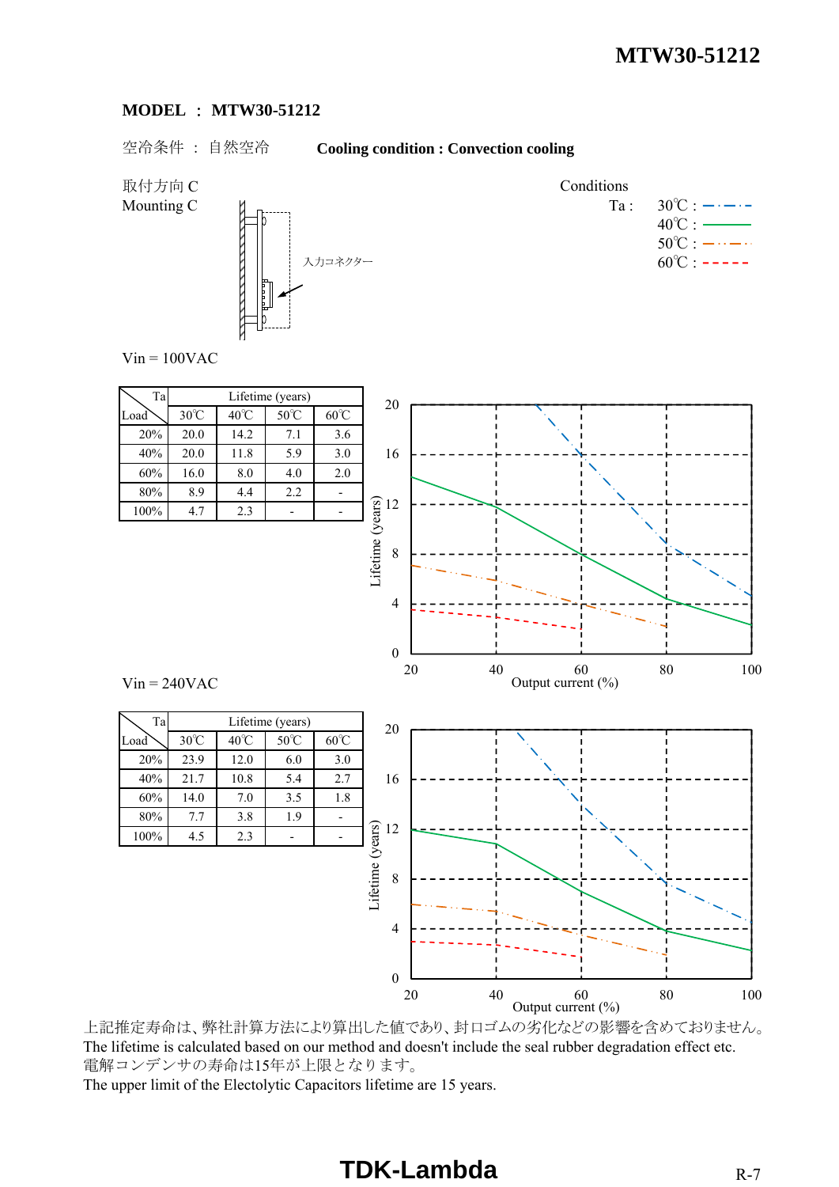**MODEL ： MTW30-51212**

空冷条件 ： 自然空冷　　　**Cooling condition : Convection cooling**

取付方向 C
Mounting C

入力コネクター

Conditions
Ta :
30℃ : 
40℃ : 
50℃ : 
60℃ : 

Vin = 100VAC

| Load \ Ta | Lifetime (years) | | | |
|---|---|---|---|---|
| | 30℃ | 40℃ | 50℃ | 60℃ |
| 20% | 20.0 | 14.2 | 7.1 | 3.6 |
| 40% | 20.0 | 11.8 | 5.9 | 3.0 |
| 60% | 16.0 | 8.0 | 4.0 | 2.0 |
| 80% | 8.9 | 4.4 | 2.2 | - |
| 100% | 4.7 | 2.3 | - | - |

Lifetime (years)

Output current (%)

Vin = 240VAC

| Load \ Ta | Lifetime (years) | | | |
|---|---|---|---|---|
| | 30℃ | 40℃ | 50℃ | 60℃ |
| 20% | 23.9 | 12.0 | 6.0 | 3.0 |
| 40% | 21.7 | 10.8 | 5.4 | 2.7 |
| 60% | 14.0 | 7.0 | 3.5 | 1.8 |
| 80% | 7.7 | 3.8 | 1.9 | - |
| 100% | 4.5 | 2.3 | - | - |

Lifetime (years)

Output current (%)

上記推定寿命は、弊社計算方法により算出した値であり、封口ゴムの劣化などの影響を含めておりません。
The lifetime is calculated based on our method and doesn't include the seal rubber degradation effect etc.
電解コンデンサの寿命は15年が上限となります。
The upper limit of the Electolytic Capacitors lifetime are 15 years.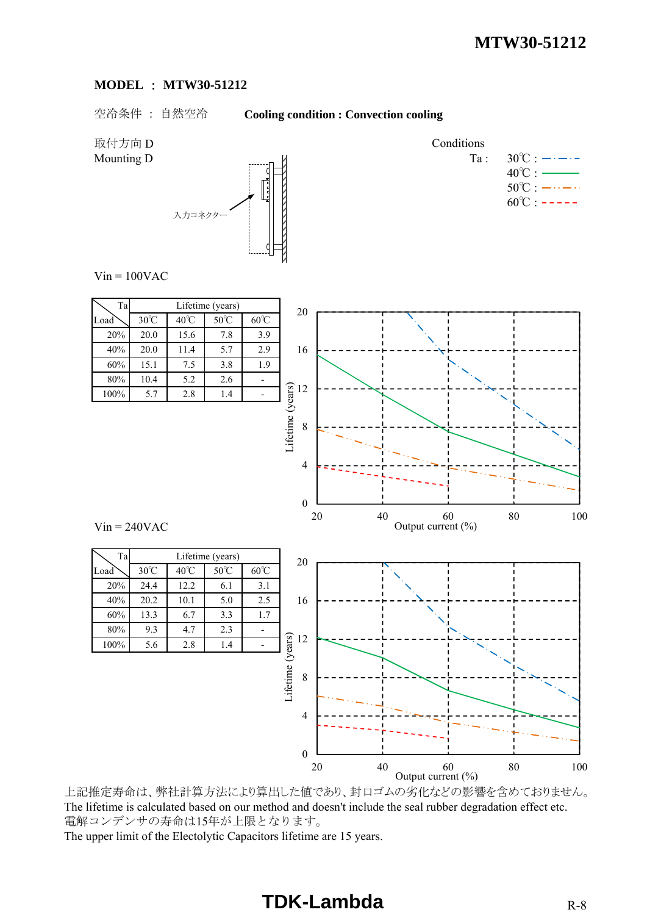**MODEL ： MTW30-51212**

空冷条件 ： 自然空冷　　**Cooling condition : Convection cooling**

取付方向 D
Mounting D

入力コネクター

Conditions
Ta : 30℃ : 　40℃ : 　50℃ : 　60℃ :

Vin = 100VAC

| Load \ Ta | Lifetime (years) | | | |
|---|---|---|---|---|
| | 30℃ | 40℃ | 50℃ | 60℃ |
| 20% | 20.0 | 15.6 | 7.8 | 3.9 |
| 40% | 20.0 | 11.4 | 5.7 | 2.9 |
| 60% | 15.1 | 7.5 | 3.8 | 1.9 |
| 80% | 10.4 | 5.2 | 2.6 | - |
| 100% | 5.7 | 2.8 | 1.4 | - |

Lifetime (years)
Output current (%)

Vin = 240VAC

| Load \ Ta | Lifetime (years) | | | |
|---|---|---|---|---|
| | 30℃ | 40℃ | 50℃ | 60℃ |
| 20% | 24.4 | 12.2 | 6.1 | 3.1 |
| 40% | 20.2 | 10.1 | 5.0 | 2.5 |
| 60% | 13.3 | 6.7 | 3.3 | 1.7 |
| 80% | 9.3 | 4.7 | 2.3 | - |
| 100% | 5.6 | 2.8 | 1.4 | - |

Lifetime (years)
Output current (%)

上記推定寿命は、弊社計算方法により算出した値であり、封口ゴムの劣化などの影響を含めておりません。
The lifetime is calculated based on our method and doesn't include the seal rubber degradation effect etc.
電解コンデンサの寿命は15年が上限となります。
The upper limit of the Electolytic Capacitors lifetime are 15 years.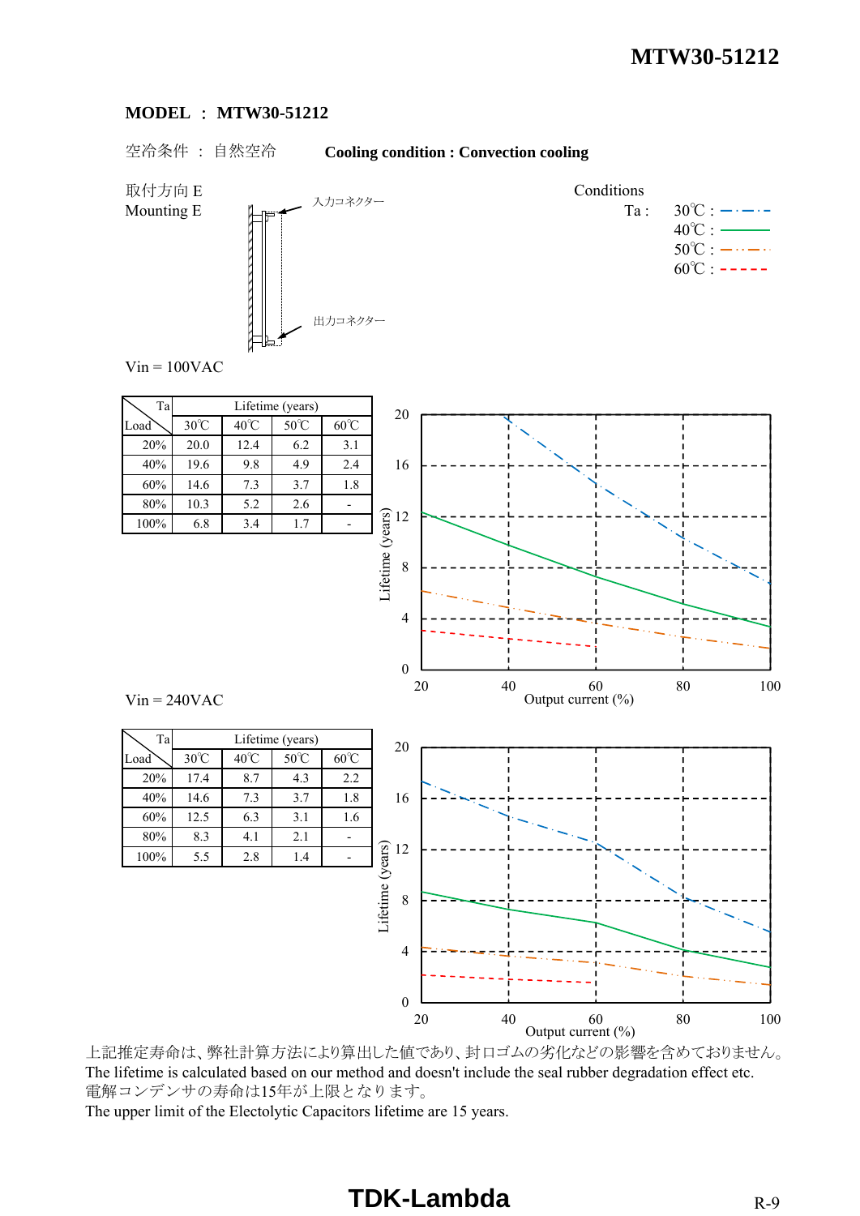## MODEL ： MTW30-51212

空冷条件 ： 自然空冷　　**Cooling condition : Convection cooling**

取付方向 E
Mounting E

入力コネクター

出力コネクター

Conditions
Ta : 30℃ : ─・─・─
40℃ : ────
50℃ : ─・・─・・
60℃ : - - - - -

Vin = 100VAC

| Load \ Ta | Lifetime (years) | | | |
|---|---|---|---|---|
| | 30℃ | 40℃ | 50℃ | 60℃ |
| 20% | 20.0 | 12.4 | 6.2 | 3.1 |
| 40% | 19.6 | 9.8 | 4.9 | 2.4 |
| 60% | 14.6 | 7.3 | 3.7 | 1.8 |
| 80% | 10.3 | 5.2 | 2.6 | - |
| 100% | 6.8 | 3.4 | 1.7 | - |

Lifetime (years) vs. Output current (%)

Vin = 240VAC

| Load \ Ta | Lifetime (years) | | | |
|---|---|---|---|---|
| | 30℃ | 40℃ | 50℃ | 60℃ |
| 20% | 17.4 | 8.7 | 4.3 | 2.2 |
| 40% | 14.6 | 7.3 | 3.7 | 1.8 |
| 60% | 12.5 | 6.3 | 3.1 | 1.6 |
| 80% | 8.3 | 4.1 | 2.1 | - |
| 100% | 5.5 | 2.8 | 1.4 | - |

Lifetime (years) vs. Output current (%)

上記推定寿命は、弊社計算方法により算出した値であり、封口ゴムの劣化などの影響を含めておりません。
The lifetime is calculated based on our method and doesn't include the seal rubber degradation effect etc.
電解コンデンサの寿命は15年が上限となります。
The upper limit of the Electolytic Capacitors lifetime are 15 years.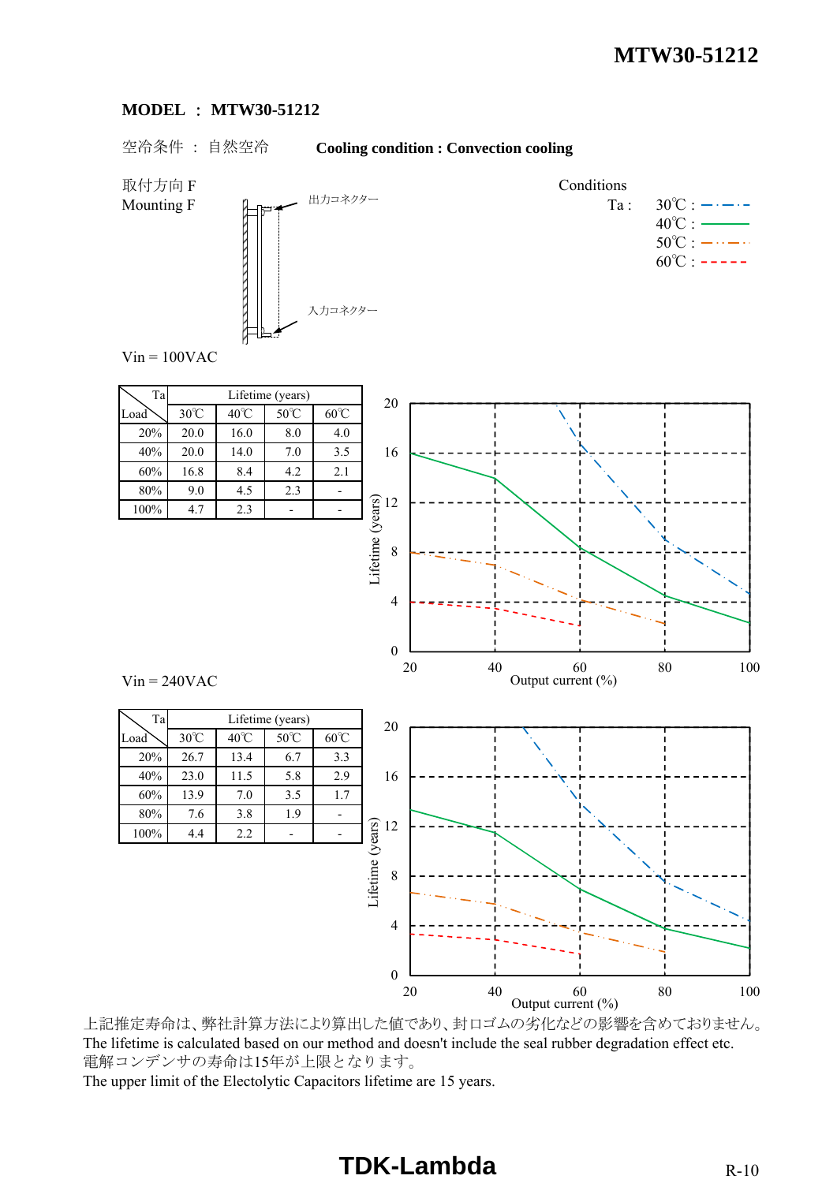**MODEL ： MTW30-51212**

空冷条件 ： 自然空冷　　**Cooling condition : Convection cooling**

取付方向 F
Mounting F

出力コネクター

入力コネクター

Conditions
Ta : 30℃ / 40℃ / 50℃ / 60℃

Vin = 100VAC

| Load \ Ta | Lifetime (years) | | | |
|---|---|---|---|---|
| | 30℃ | 40℃ | 50℃ | 60℃ |
| 20% | 20.0 | 16.0 | 8.0 | 4.0 |
| 40% | 20.0 | 14.0 | 7.0 | 3.5 |
| 60% | 16.8 | 8.4 | 4.2 | 2.1 |
| 80% | 9.0 | 4.5 | 2.3 | - |
| 100% | 4.7 | 2.3 | - | - |

Lifetime (years) vs. Output current (%)

Vin = 240VAC

| Load \ Ta | Lifetime (years) | | | |
|---|---|---|---|---|
| | 30℃ | 40℃ | 50℃ | 60℃ |
| 20% | 26.7 | 13.4 | 6.7 | 3.3 |
| 40% | 23.0 | 11.5 | 5.8 | 2.9 |
| 60% | 13.9 | 7.0 | 3.5 | 1.7 |
| 80% | 7.6 | 3.8 | 1.9 | - |
| 100% | 4.4 | 2.2 | - | - |

Lifetime (years) vs. Output current (%)

上記推定寿命は、弊社計算方法により算出した値であり、封口ゴムの劣化などの影響を含めておりません。
The lifetime is calculated based on our method and doesn't include the seal rubber degradation effect etc.
電解コンデンサの寿命は15年が上限となります。
The upper limit of the Electolytic Capacitors lifetime are 15 years.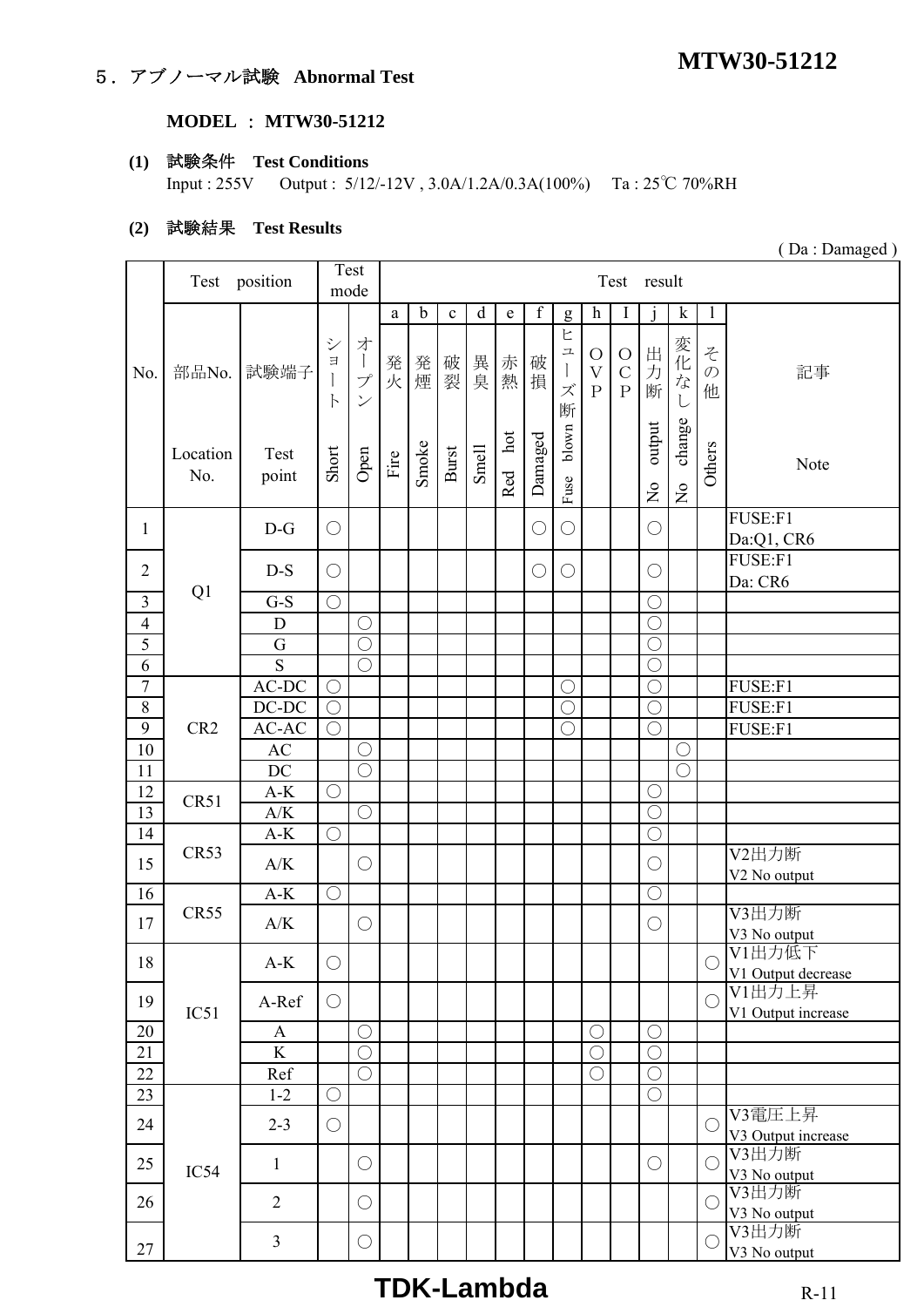## ５．アブノーマル試験　Abnormal Test

**MODEL ： MTW30-51212**

**(1)　試験条件　Test Conditions**

Input : 255V　 Output : 5/12/-12V , 3.0A/1.2A/0.3A(100%)　 Ta : 25℃ 70%RH

**(2)　試験結果　Test Results**

( Da : Damaged )

| No. | Test position | | Test mode | | Test result | | | | | | | | | | | | |
|---|---|---|---|---|---|---|---|---|---|---|---|---|---|---|---|---|---|
| | | | | | a | b | c | d | e | f | g | h | I | j | k | l | |
| | 部品No. Location No. | 試験端子 Test point | ショート Short | オープン Open | 発火 Fire | 発煙 Smoke | 破裂 Burst | 異臭 Smell | 赤熱 Red hot | 破損 Damaged | ヒューズ断 Fuse blown | OVP | OCP | 出力断 No output | 変化なし No change | その他 Others | 記事 Note |
| 1 | Q1 | D-G | ○ | | | | | | | ○ | ○ | | | ○ | | | FUSE:F1 Da:Q1, CR6 |
| 2 | | D-S | ○ | | | | | | | ○ | ○ | | | ○ | | | FUSE:F1 Da: CR6 |
| 3 | | G-S | ○ | | | | | | | | | | | ○ | | | |
| 4 | | D | | ○ | | | | | | | | | | ○ | | | |
| 5 | | G | | ○ | | | | | | | | | | ○ | | | |
| 6 | | S | | ○ | | | | | | | | | | ○ | | | |
| 7 | CR2 | AC-DC | ○ | | | | | | | | ○ | | | ○ | | | FUSE:F1 |
| 8 | | DC-DC | ○ | | | | | | | | ○ | | | ○ | | | FUSE:F1 |
| 9 | | AC-AC | ○ | | | | | | | | ○ | | | ○ | | | FUSE:F1 |
| 10 | | AC | | ○ | | | | | | | | | | | ○ | | |
| 11 | | DC | | ○ | | | | | | | | | | | ○ | | |
| 12 | CR51 | A-K | ○ | | | | | | | | | | | ○ | | | |
| 13 | | A/K | | ○ | | | | | | | | | | ○ | | | |
| 14 | CR53 | A-K | ○ | | | | | | | | | | | ○ | | | |
| 15 | | A/K | | ○ | | | | | | | | | | ○ | | | V2出力断 V2 No output |
| 16 | CR55 | A-K | ○ | | | | | | | | | | | ○ | | | |
| 17 | | A/K | | ○ | | | | | | | | | | ○ | | | V3出力断 V3 No output |
| 18 | IC51 | A-K | ○ | | | | | | | | | | | | | ○ | V1出力低下 V1 Output decrease |
| 19 | | A-Ref | ○ | | | | | | | | | | | | | ○ | V1出力上昇 V1 Output increase |
| 20 | | A | | ○ | | | | | | | | ○ | | ○ | | | |
| 21 | | K | | ○ | | | | | | | | ○ | | ○ | | | |
| 22 | | Ref | | ○ | | | | | | | | ○ | | ○ | | | |
| 23 | IC54 | 1-2 | ○ | | | | | | | | | | | ○ | | | |
| 24 | | 2-3 | ○ | | | | | | | | | | | | | ○ | V3電圧上昇 V3 Output increase |
| 25 | | 1 | | ○ | | | | | | | | | | ○ | | ○ | V3出力断 V3 No output |
| 26 | | 2 | | ○ | | | | | | | | | | | | ○ | V3出力断 V3 No output |
| 27 | | 3 | | ○ | | | | | | | | | | | | ○ | V3出力断 V3 No output |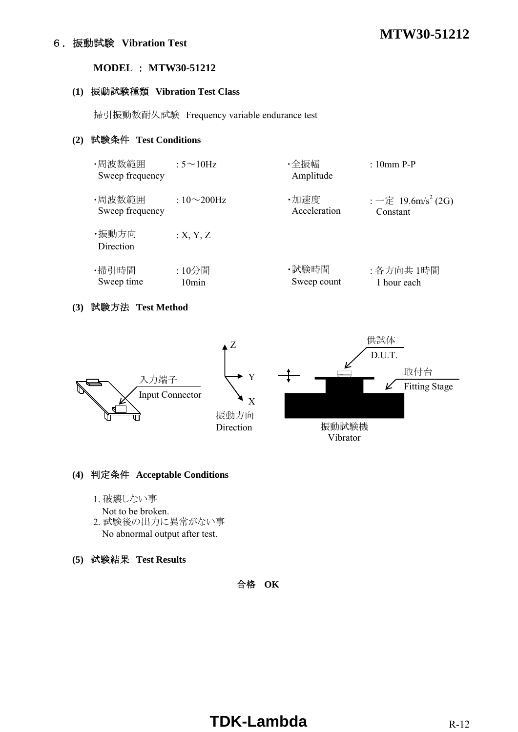## ６． 振動試験 Vibration Test

**MODEL ： MTW30-51212**

**(1) 振動試験種類 Vibration Test Class**

掃引振動数耐久試験 Frequency variable endurance test

**(2) 試験条件 Test Conditions**

| | | | |
|---|---|---|---|
| ・周波数範囲 Sweep frequency | : 5～10Hz | ・全振幅 Amplitude | : 10mm P-P |
| ・周波数範囲 Sweep frequency | : 10～200Hz | ・加速度 Acceleration | : 一定 19.6m/s$^2$ (2G) Constant |
| ・振動方向 Direction | : X, Y, Z | | |
| ・掃引時間 Sweep time | : 10分間 10min | ・試験時間 Sweep count | : 各方向共 1時間 1 hour each |

**(3) 試験方法 Test Method**

入力端子 Input Connector

振動方向 Direction (Z, Y, X)

供試体 D.U.T.

取付台 Fitting Stage

振動試験機 Vibrator

**(4) 判定条件 Acceptable Conditions**

1. 破壊しない事
   Not to be broken.
2. 試験後の出力に異常がない事
   No abnormal output after test.

**(5) 試験結果 Test Results**

合格 **OK**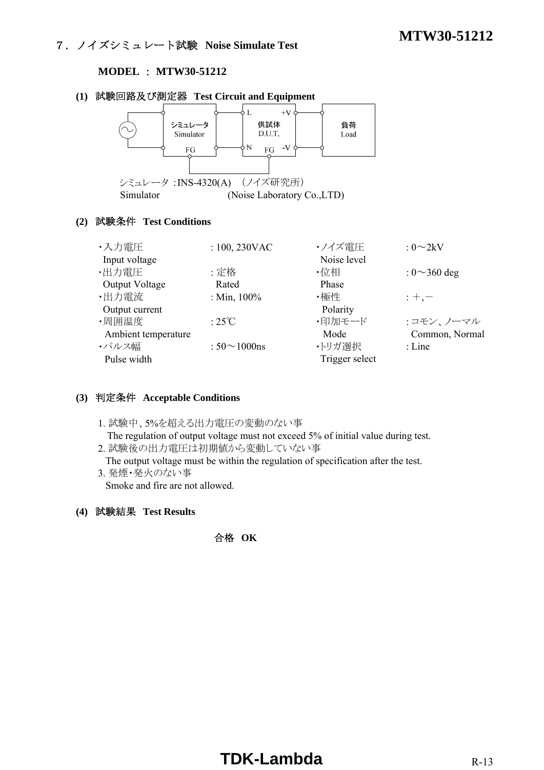## ７．ノイズシミュレート試験　Noise Simulate Test

**MODEL ： MTW30-51212**

**(1)　試験回路及び測定器　Test Circuit and Equipment**

L　+V　N　FG　-V　FG

シミュレータ Simulator

供試体 D.U.T.

負荷 Load

シミュレータ : INS-4320(A)　（ノイズ研究所）
Simulator　(Noise Laboratory Co.,LTD)

**(2)　試験条件　Test Conditions**

| | | | |
|---|---|---|---|
| ・入力電圧 Input voltage | : 100, 230VAC | ・ノイズ電圧 Noise level | : 0～2kV |
| ・出力電圧 Output Voltage | : 定格 Rated | ・位相 Phase | : 0～360 deg |
| ・出力電流 Output current | : Min, 100% | ・極性 Polarity | : ＋,－ |
| ・周囲温度 Ambient temperature | : 25℃ | ・印加モード Mode | : コモン、ノーマル Common, Normal |
| ・パルス幅 Pulse width | : 50～1000ns | ・トリガ選択 Trigger select | : Line |

**(3)　判定条件　Acceptable Conditions**

1. 試験中、5%を超える出力電圧の変動のない事
   The regulation of output voltage must not exceed 5% of initial value during test.
2. 試験後の出力電圧は初期値から変動していない事
   The output voltage must be within the regulation of specification after the test.
3. 発煙・発火のない事
   Smoke and fire are not allowed.

**(4)　試験結果　Test Results**

**合格　OK**